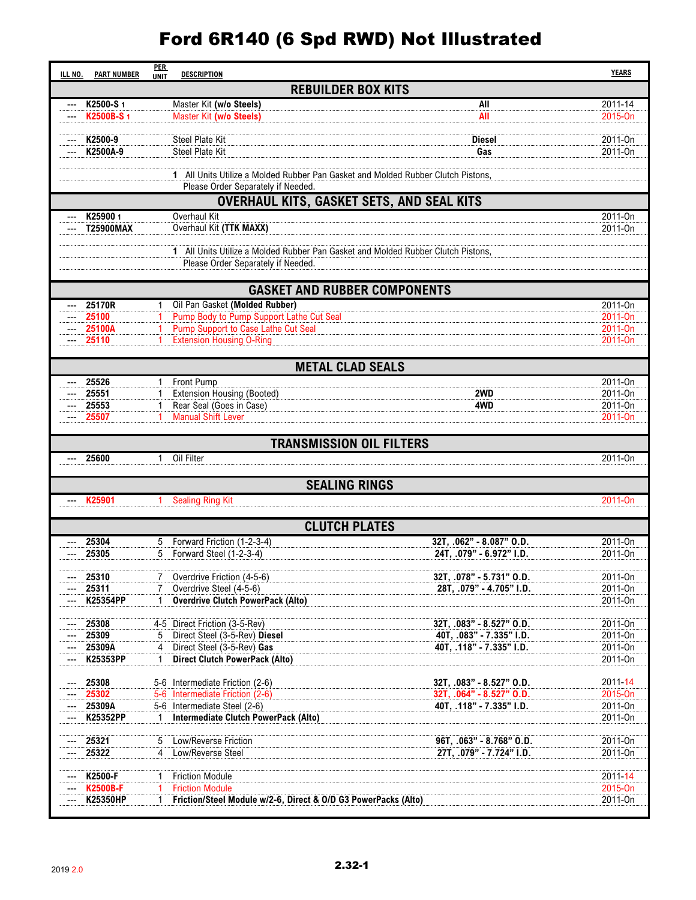# Ford 6R140 (6 Spd RWD) Not Illustrated

| ILL NO. | PART NUMBER | PER UNIT | DESCRIPTION | | YEARS |
|---|---|---|---|---|---|
| **REBUILDER BOX KITS** | | | | | |
| --- | **K2500-S** 1 | | Master Kit **(w/o Steels)** | **All** | 2011-14 |
| --- | **K2500B-S** 1 | | Master Kit **(w/o Steels)** | **All** | 2015-On |
| --- | **K2500-9** | | Steel Plate Kit | **Diesel** | 2011-On |
| --- | **K2500A-9** | | Steel Plate Kit | **Gas** | 2011-On |
| | | | **1** All Units Utilize a Molded Rubber Pan Gasket and Molded Rubber Clutch Pistons, Please Order Separately if Needed. | | |
| **OVERHAUL KITS, GASKET SETS, AND SEAL KITS** | | | | | |
| --- | **K25900** 1 | | Overhaul Kit | | 2011-On |
| --- | **T25900MAX** | | Overhaul Kit **(TTK MAXX)** | | 2011-On |
| | | | **1** All Units Utilize a Molded Rubber Pan Gasket and Molded Rubber Clutch Pistons, Please Order Separately if Needed. | | |
| **GASKET AND RUBBER COMPONENTS** | | | | | |
| --- | **25170R** | 1 | Oil Pan Gasket **(Molded Rubber)** | | 2011-On |
| --- | **25100** | 1 | Pump Body to Pump Support Lathe Cut Seal | | 2011-On |
| --- | **25100A** | 1 | Pump Support to Case Lathe Cut Seal | | 2011-On |
| --- | **25110** | 1 | Extension Housing O-Ring | | 2011-On |
| **METAL CLAD SEALS** | | | | | |
| --- | **25526** | 1 | Front Pump | | 2011-On |
| --- | **25551** | 1 | Extension Housing (Booted) | **2WD** | 2011-On |
| --- | **25553** | 1 | Rear Seal (Goes in Case) | **4WD** | 2011-On |
| --- | **25507** | 1 | Manual Shift Lever | | 2011-On |
| **TRANSMISSION OIL FILTERS** | | | | | |
| --- | **25600** | 1 | Oil Filter | | 2011-On |
| **SEALING RINGS** | | | | | |
| --- | **K25901** | 1 | Sealing Ring Kit | | 2011-On |
| **CLUTCH PLATES** | | | | | |
| --- | **25304** | 5 | Forward Friction (1-2-3-4) | **32T, .062" - 8.087" O.D.** | 2011-On |
| --- | **25305** | 5 | Forward Steel (1-2-3-4) | **24T, .079" - 6.972" I.D.** | 2011-On |
| --- | **25310** | 7 | Overdrive Friction (4-5-6) | **32T, .078" - 5.731" O.D.** | 2011-On |
| --- | **25311** | 7 | Overdrive Steel (4-5-6) | **28T, .079" - 4.705" I.D.** | 2011-On |
| --- | **K25354PP** | 1 | **Overdrive Clutch PowerPack (Alto)** | | 2011-On |
| --- | **25308** | 4-5 | Direct Friction (3-5-Rev) | **32T, .083" - 8.527" O.D.** | 2011-On |
| --- | **25309** | 5 | Direct Steel (3-5-Rev) **Diesel** | **40T, .083" - 7.335" I.D.** | 2011-On |
| --- | **25309A** | 4 | Direct Steel (3-5-Rev) **Gas** | **40T, .118" - 7.335" I.D.** | 2011-On |
| --- | **K25353PP** | 1 | **Direct Clutch PowerPack (Alto)** | | 2011-On |
| --- | **25308** | 5-6 | Intermediate Friction (2-6) | **32T, .083" - 8.527" O.D.** | 2011-14 |
| --- | **25302** | 5-6 | Intermediate Friction (2-6) | **32T, .064" - 8.527" O.D.** | 2015-On |
| --- | **25309A** | 5-6 | Intermediate Steel (2-6) | **40T, .118" - 7.335" I.D.** | 2011-On |
| --- | **K25352PP** | 1 | **Intermediate Clutch PowerPack (Alto)** | | 2011-On |
| --- | **25321** | 5 | Low/Reverse Friction | **96T, .063" - 8.768" O.D.** | 2011-On |
| --- | **25322** | 4 | Low/Reverse Steel | **27T, .079" - 7.724" I.D.** | 2011-On |
| --- | **K2500-F** | 1 | Friction Module | | 2011-14 |
| --- | **K2500B-F** | 1 | Friction Module | | 2015-On |
| --- | **K25350HP** | 1 | **Friction/Steel Module w/2-6, Direct & O/D G3 PowerPacks (Alto)** | | 2011-On |

2019 2.0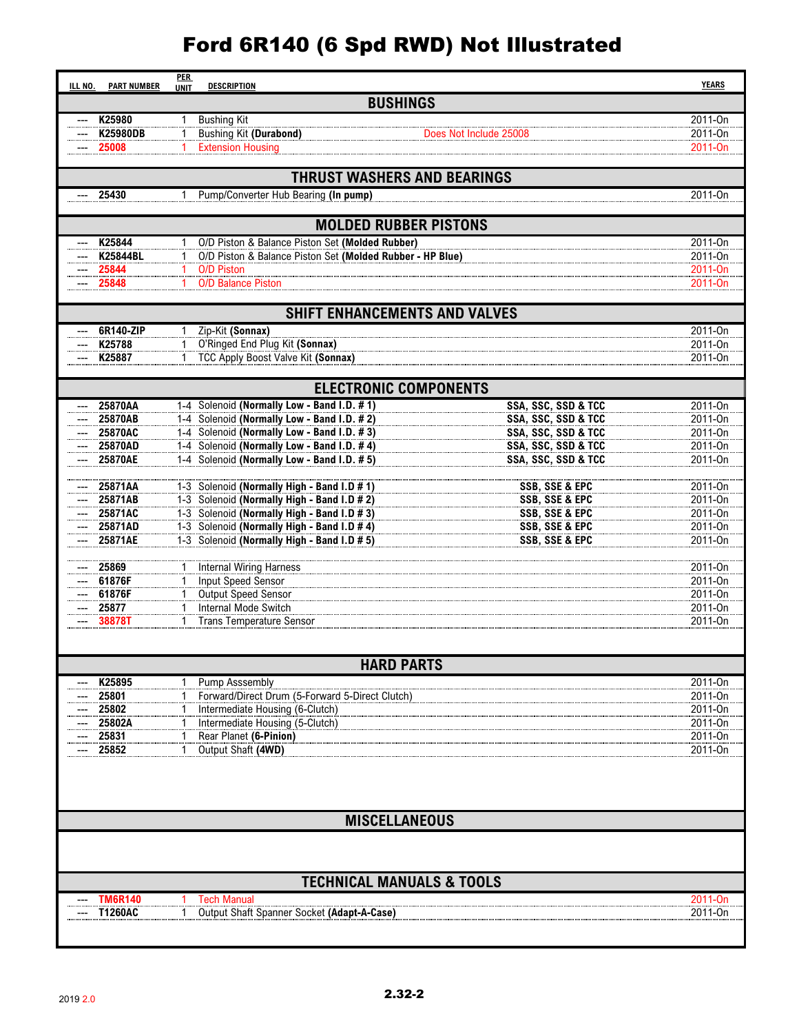# Ford 6R140 (6 Spd RWD) Not Illustrated

| ILL NO. | PART NUMBER | PER UNIT | DESCRIPTION | | YEARS |
|---|---|---|---|---|---|
| | | | **BUSHINGS** | | |
| --- | **K25980** | 1 | Bushing Kit | | 2011-On |
| --- | **K25980DB** | 1 | Bushing Kit **(Durabond)** | Does Not Include 25008 | 2011-On |
| --- | **25008** | 1 | Extension Housing | | 2011-On |
| | | | **THRUST WASHERS AND BEARINGS** | | |
| --- | **25430** | 1 | Pump/Converter Hub Bearing **(In pump)** | | 2011-On |
| | | | **MOLDED RUBBER PISTONS** | | |
| --- | **K25844** | 1 | O/D Piston & Balance Piston Set **(Molded Rubber)** | | 2011-On |
| --- | **K25844BL** | 1 | O/D Piston & Balance Piston Set **(Molded Rubber - HP Blue)** | | 2011-On |
| --- | **25844** | 1 | O/D Piston | | 2011-On |
| --- | **25848** | 1 | O/D Balance Piston | | 2011-On |
| | | | **SHIFT ENHANCEMENTS AND VALVES** | | |
| --- | **6R140-ZIP** | 1 | Zip-Kit **(Sonnax)** | | 2011-On |
| --- | **K25788** | 1 | O'Ringed End Plug Kit **(Sonnax)** | | 2011-On |
| --- | **K25887** | 1 | TCC Apply Boost Valve Kit **(Sonnax)** | | 2011-On |
| | | | **ELECTRONIC COMPONENTS** | | |
| --- | **25870AA** | 1-4 | Solenoid **(Normally Low - Band I.D. # 1)** | **SSA, SSC, SSD & TCC** | 2011-On |
| --- | **25870AB** | 1-4 | Solenoid **(Normally Low - Band I.D. # 2)** | **SSA, SSC, SSD & TCC** | 2011-On |
| --- | **25870AC** | 1-4 | Solenoid **(Normally Low - Band I.D. # 3)** | **SSA, SSC, SSD & TCC** | 2011-On |
| --- | **25870AD** | 1-4 | Solenoid **(Normally Low - Band I.D. # 4)** | **SSA, SSC, SSD & TCC** | 2011-On |
| --- | **25870AE** | 1-4 | Solenoid **(Normally Low - Band I.D. # 5)** | **SSA, SSC, SSD & TCC** | 2011-On |
| --- | **25871AA** | 1-3 | Solenoid **(Normally High - Band I.D # 1)** | **SSB, SSE & EPC** | 2011-On |
| --- | **25871AB** | 1-3 | Solenoid **(Normally High - Band I.D # 2)** | **SSB, SSE & EPC** | 2011-On |
| --- | **25871AC** | 1-3 | Solenoid **(Normally High - Band I.D # 3)** | **SSB, SSE & EPC** | 2011-On |
| --- | **25871AD** | 1-3 | Solenoid **(Normally High - Band I.D # 4)** | **SSB, SSE & EPC** | 2011-On |
| --- | **25871AE** | 1-3 | Solenoid **(Normally High - Band I.D # 5)** | **SSB, SSE & EPC** | 2011-On |
| --- | **25869** | 1 | Internal Wiring Harness | | 2011-On |
| --- | **61876F** | 1 | Input Speed Sensor | | 2011-On |
| --- | **61876F** | 1 | Output Speed Sensor | | 2011-On |
| --- | **25877** | 1 | Internal Mode Switch | | 2011-On |
| --- | **38878T** | 1 | Trans Temperature Sensor | | 2011-On |
| | | | **HARD PARTS** | | |
| --- | **K25895** | 1 | Pump Asssembly | | 2011-On |
| --- | **25801** | 1 | Forward/Direct Drum (5-Forward 5-Direct Clutch) | | 2011-On |
| --- | **25802** | 1 | Intermediate Housing (6-Clutch) | | 2011-On |
| --- | **25802A** | 1 | Intermediate Housing (5-Clutch) | | 2011-On |
| --- | **25831** | 1 | Rear Planet **(6-Pinion)** | | 2011-On |
| --- | **25852** | 1 | Output Shaft **(4WD)** | | 2011-On |
| | | | **MISCELLANEOUS** | | |
| | | | **TECHNICAL MANUALS & TOOLS** | | |
| --- | **TM6R140** | 1 | Tech Manual | | 2011-On |
| --- | **T1260AC** | 1 | Output Shaft Spanner Socket **(Adapt-A-Case)** | | 2011-On |

2019 2.0